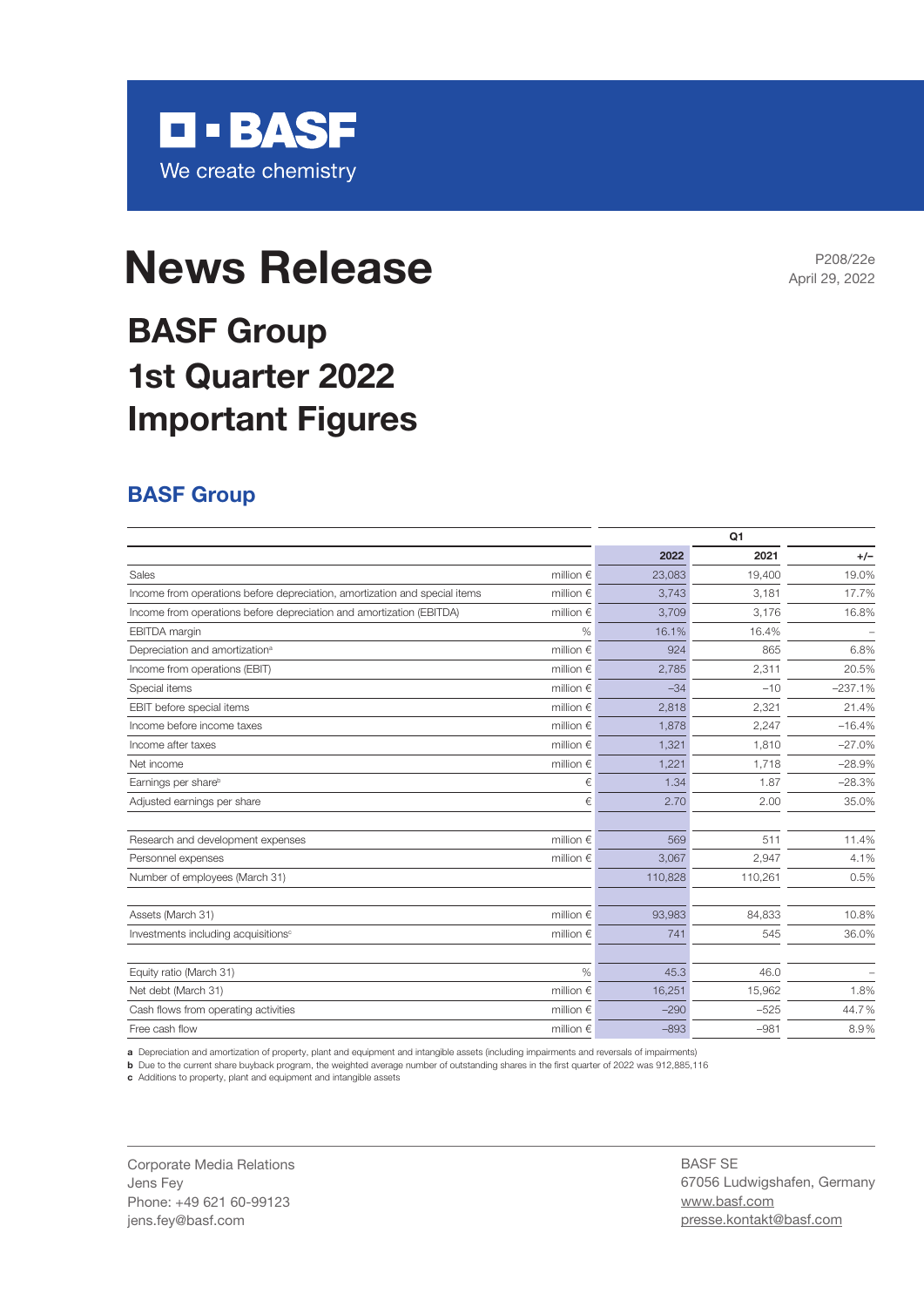BASF

We create chemistry

# News Release

P208/22e
April 29, 2022

# BASF Group 1st Quarter 2022 Important Figures

## BASF Group

| | | Q1 | | |
|---|---|---|---|---|
| | | 2022 | 2021 | +/– |
| Sales | million € | 23,083 | 19,400 | 19.0% |
| Income from operations before depreciation, amortization and special items | million € | 3,743 | 3,181 | 17.7% |
| Income from operations before depreciation and amortization (EBITDA) | million € | 3,709 | 3,176 | 16.8% |
| EBITDA margin | % | 16.1% | 16.4% | – |
| Depreciation and amortization[a] | million € | 924 | 865 | 6.8% |
| Income from operations (EBIT) | million € | 2,785 | 2,311 | 20.5% |
| Special items | million € | –34 | –10 | –237.1% |
| EBIT before special items | million € | 2,818 | 2,321 | 21.4% |
| Income before income taxes | million € | 1,878 | 2,247 | –16.4% |
| Income after taxes | million € | 1,321 | 1,810 | –27.0% |
| Net income | million € | 1,221 | 1,718 | –28.9% |
| Earnings per share[b] | € | 1.34 | 1.87 | –28.3% |
| Adjusted earnings per share | € | 2.70 | 2.00 | 35.0% |
| | | | | |
| Research and development expenses | million € | 569 | 511 | 11.4% |
| Personnel expenses | million € | 3,067 | 2,947 | 4.1% |
| Number of employees (March 31) | | 110,828 | 110,261 | 0.5% |
| | | | | |
| Assets (March 31) | million € | 93,983 | 84,833 | 10.8% |
| Investments including acquisitions[c] | million € | 741 | 545 | 36.0% |
| | | | | |
| Equity ratio (March 31) | % | 45.3 | 46.0 | – |
| Net debt (March 31) | million € | 16,251 | 15,962 | 1.8% |
| Cash flows from operating activities | million € | –290 | –525 | 44.7% |
| Free cash flow | million € | –893 | –981 | 8.9% |

**a** Depreciation and amortization of property, plant and equipment and intangible assets (including impairments and reversals of impairments)
**b** Due to the current share buyback program, the weighted average number of outstanding shares in the first quarter of 2022 was 912,885,116
**c** Additions to property, plant and equipment and intangible assets

Corporate Media Relations
Jens Fey
Phone: +49 621 60-99123
jens.fey@basf.com

BASF SE
67056 Ludwigshafen, Germany
www.basf.com
presse.kontakt@basf.com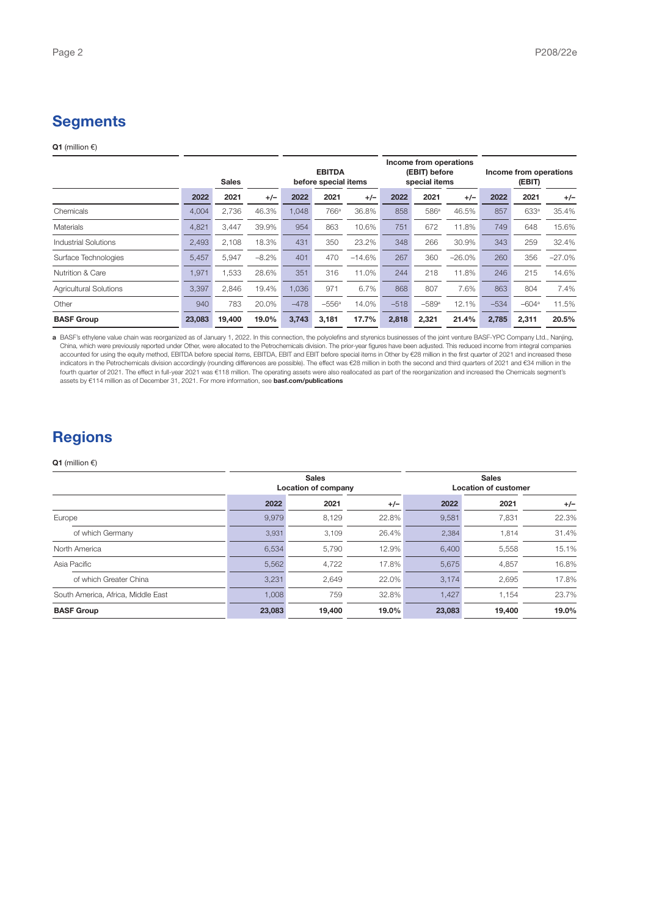## Segments

**Q1** (million €)

| | Sales | | | EBITDA before special items | | | Income from operations (EBIT) before special items | | | Income from operations (EBIT) | | |
|---|---|---|---|---|---|---|---|---|---|---|---|---|
| | 2022 | 2021 | +/– | 2022 | 2021 | +/– | 2022 | 2021 | +/– | 2022 | 2021 | +/– |
| Chemicals | 4,004 | 2,736 | 46.3% | 1,048 | 766[a] | 36.8% | 858 | 586[a] | 46.5% | 857 | 633[a] | 35.4% |
| Materials | 4,821 | 3,447 | 39.9% | 954 | 863 | 10.6% | 751 | 672 | 11.8% | 749 | 648 | 15.6% |
| Industrial Solutions | 2,493 | 2,108 | 18.3% | 431 | 350 | 23.2% | 348 | 266 | 30.9% | 343 | 259 | 32.4% |
| Surface Technologies | 5,457 | 5,947 | −8.2% | 401 | 470 | −14.6% | 267 | 360 | −26.0% | 260 | 356 | −27.0% |
| Nutrition & Care | 1,971 | 1,533 | 28.6% | 351 | 316 | 11.0% | 244 | 218 | 11.8% | 246 | 215 | 14.6% |
| Agricultural Solutions | 3,397 | 2,846 | 19.4% | 1,036 | 971 | 6.7% | 868 | 807 | 7.6% | 863 | 804 | 7.4% |
| Other | 940 | 783 | 20.0% | −478 | −556[a] | 14.0% | −518 | −589[a] | 12.1% | −534 | −604[a] | 11.5% |
| **BASF Group** | **23,083** | **19,400** | **19.0%** | **3,743** | **3,181** | **17.7%** | **2,818** | **2,321** | **21.4%** | **2,785** | **2,311** | **20.5%** |

**a** BASF's ethylene value chain was reorganized as of January 1, 2022. In this connection, the polyolefins and styrenics businesses of the joint venture BASF-YPC Company Ltd., Nanjing, China, which were previously reported under Other, were allocated to the Petrochemicals division. The prior-year figures have been adjusted. This reduced income from integral companies accounted for using the equity method, EBITDA before special items, EBITDA, EBIT and EBIT before special items in Other by €28 million in the first quarter of 2021 and increased these indicators in the Petrochemicals division accordingly (rounding differences are possible). The effect was €28 million in both the second and third quarters of 2021 and €34 million in the fourth quarter of 2021. The effect in full-year 2021 was €118 million. The operating assets were also reallocated as part of the reorganization and increased the Chemicals segment's assets by €114 million as of December 31, 2021. For more information, see **basf.com/publications**

## Regions

**Q1** (million €)

| | Sales Location of company | | | Sales Location of customer | | |
|---|---|---|---|---|---|---|
| | 2022 | 2021 | +/– | 2022 | 2021 | +/– |
| Europe | 9,979 | 8,129 | 22.8% | 9,581 | 7,831 | 22.3% |
| of which Germany | 3,931 | 3,109 | 26.4% | 2,384 | 1,814 | 31.4% |
| North America | 6,534 | 5,790 | 12.9% | 6,400 | 5,558 | 15.1% |
| Asia Pacific | 5,562 | 4,722 | 17.8% | 5,675 | 4,857 | 16.8% |
| of which Greater China | 3,231 | 2,649 | 22.0% | 3,174 | 2,695 | 17.8% |
| South America, Africa, Middle East | 1,008 | 759 | 32.8% | 1,427 | 1,154 | 23.7% |
| **BASF Group** | **23,083** | **19,400** | **19.0%** | **23,083** | **19,400** | **19.0%** |